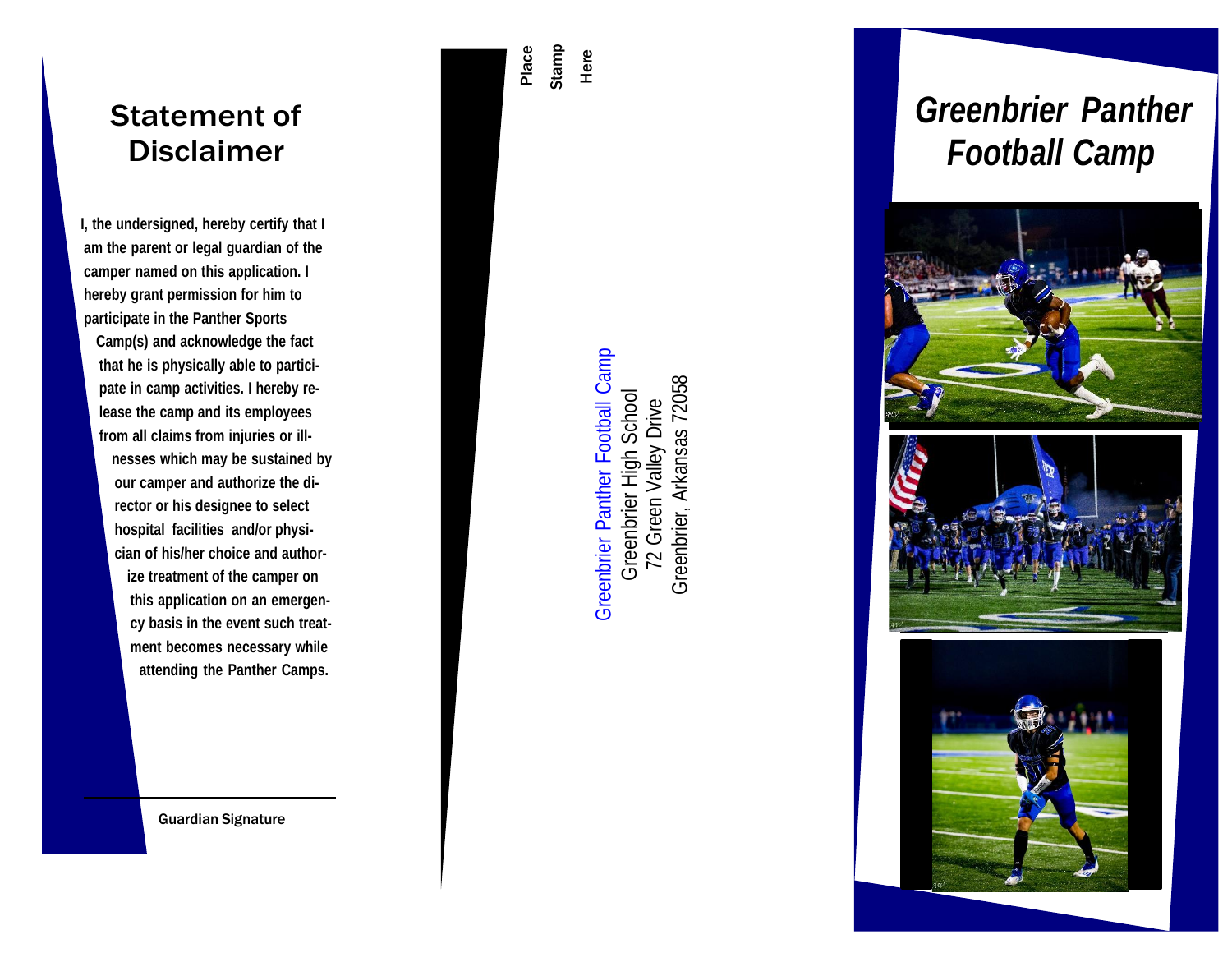## Statement of Disclaimer

I, the undersigned, hereby certify that I am the parent or legal guardian of the camper named on this application. I hereby grant permission for him to participate in the Panther Sports Camp(s) and acknowledge the fact that he is physically able to participate in camp activities. I hereby release the camp and its employees from all claims from injuries or illnesses which may be sustained by our camper and authorize the director or his designee to select hospital facilities and/or physician of his/her choice and authorize treatment of the camper on this application on an emergency basis in the event such treatment becomes necessary while attending the Panther Camps.

Guardian Signature

Place Stamp Here

Greenbrier Panther Football Camp
Greenbrier High School
72 Green Valley Drive
Greenbrier, Arkansas 72058

# *Greenbrier Panther Football Camp*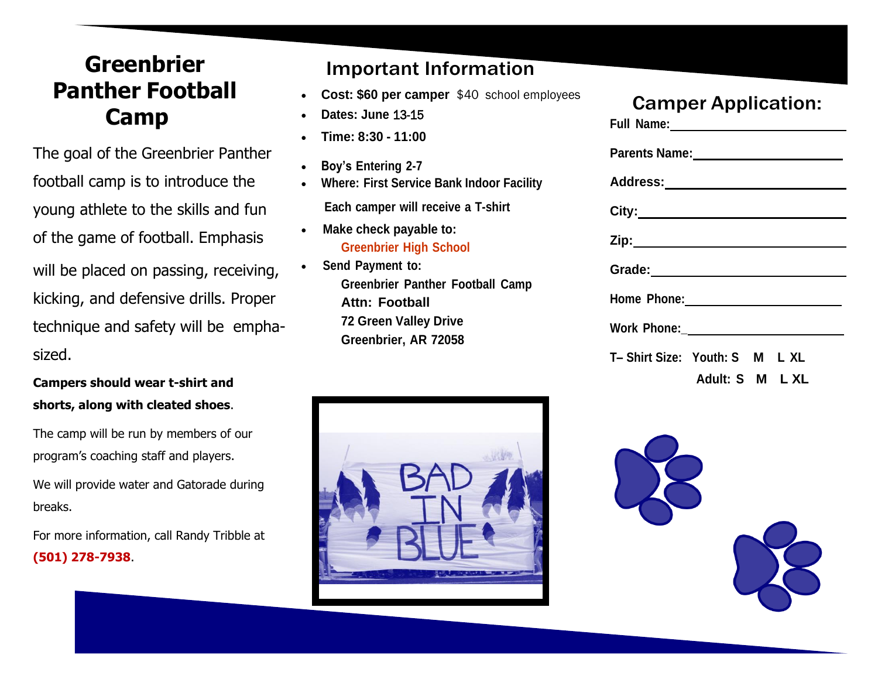# Greenbrier Panther Football Camp

The goal of the Greenbrier Panther football camp is to introduce the young athlete to the skills and fun of the game of football. Emphasis will be placed on passing, receiving, kicking, and defensive drills. Proper technique and safety will be emphasized.

**Campers should wear t-shirt and shorts, along with cleated shoes**.

The camp will be run by members of our program's coaching staff and players.

We will provide water and Gatorade during breaks.

For more information, call Randy Tribble at **(501) 278-7938**.

## Important Information

- **Cost: $60 per camper** $40 school employees
- **Dates: June 13-15**
- **Time: 8:30 - 11:00**
- **Boy's Entering 2-7**
- **Where: First Service Bank Indoor Facility**

**Each camper will receive a T-shirt**

- **Make check payable to:**
  **Greenbrier High School**
- **Send Payment to:**
  **Greenbrier Panther Football Camp**
  **Attn: Football**
  **72 Green Valley Drive**
  **Greenbrier, AR 72058**

## Camper Application:

**Full Name:**\_\_\_\_\_\_\_\_\_\_\_\_\_\_\_\_\_\_\_\_

**Parents Name:**\_\_\_\_\_\_\_\_\_\_\_\_\_\_\_\_\_\_\_\_

**Address:**\_\_\_\_\_\_\_\_\_\_\_\_\_\_\_\_\_\_\_\_

**City:**\_\_\_\_\_\_\_\_\_\_\_\_\_\_\_\_\_\_\_\_

**Zip:**\_\_\_\_\_\_\_\_\_\_\_\_\_\_\_\_\_\_\_\_

**Grade:**\_\_\_\_\_\_\_\_\_\_\_\_\_\_\_\_\_\_\_\_

**Home Phone:**\_\_\_\_\_\_\_\_\_\_\_\_\_\_\_\_\_\_\_\_

**Work Phone:**\_\_\_\_\_\_\_\_\_\_\_\_\_\_\_\_\_\_\_\_

**T– Shirt Size: Youth: S M L XL**
**Adult: S M L XL**